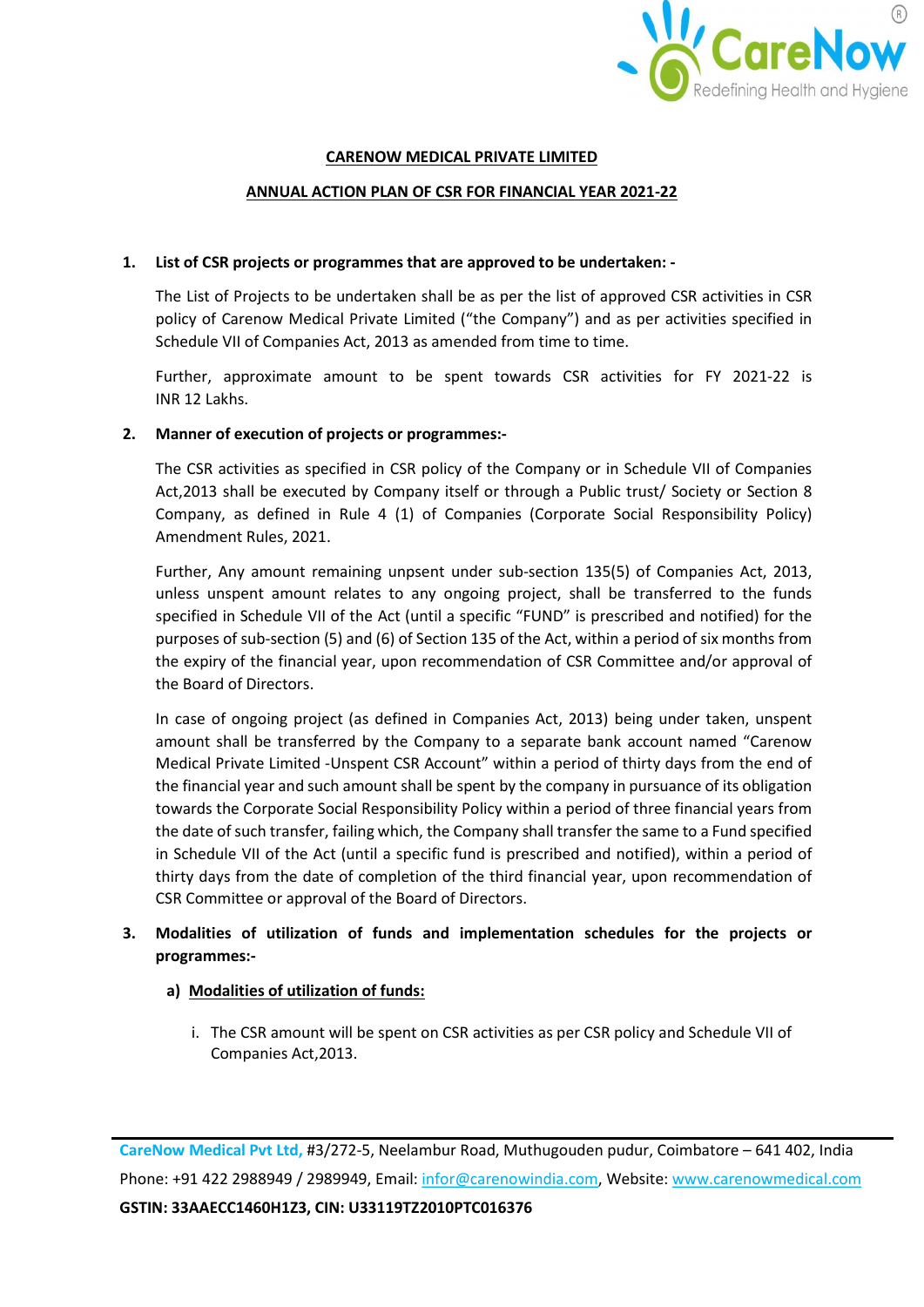# CARENOW MEDICAL PRIVATE LIMITED

## ANNUAL ACTION PLAN OF CSR FOR FINANCIAL YEAR 2021-22

**1. List of CSR projects or programmes that are approved to be undertaken: -**

The List of Projects to be undertaken shall be as per the list of approved CSR activities in CSR policy of Carenow Medical Private Limited ("the Company") and as per activities specified in Schedule VII of Companies Act, 2013 as amended from time to time.

Further, approximate amount to be spent towards CSR activities for FY 2021-22 is INR 12 Lakhs.

**2. Manner of execution of projects or programmes:-**

The CSR activities as specified in CSR policy of the Company or in Schedule VII of Companies Act,2013 shall be executed by Company itself or through a Public trust/ Society or Section 8 Company, as defined in Rule 4 (1) of Companies (Corporate Social Responsibility Policy) Amendment Rules, 2021.

Further, Any amount remaining unpsent under sub-section 135(5) of Companies Act, 2013, unless unspent amount relates to any ongoing project, shall be transferred to the funds specified in Schedule VII of the Act (until a specific "FUND" is prescribed and notified) for the purposes of sub-section (5) and (6) of Section 135 of the Act, within a period of six months from the expiry of the financial year, upon recommendation of CSR Committee and/or approval of the Board of Directors.

In case of ongoing project (as defined in Companies Act, 2013) being under taken, unspent amount shall be transferred by the Company to a separate bank account named "Carenow Medical Private Limited -Unspent CSR Account" within a period of thirty days from the end of the financial year and such amount shall be spent by the company in pursuance of its obligation towards the Corporate Social Responsibility Policy within a period of three financial years from the date of such transfer, failing which, the Company shall transfer the same to a Fund specified in Schedule VII of the Act (until a specific fund is prescribed and notified), within a period of thirty days from the date of completion of the third financial year, upon recommendation of CSR Committee or approval of the Board of Directors.

**3. Modalities of utilization of funds and implementation schedules for the projects or programmes:-**

**a) Modalities of utilization of funds:**

i. The CSR amount will be spent on CSR activities as per CSR policy and Schedule VII of Companies Act,2013.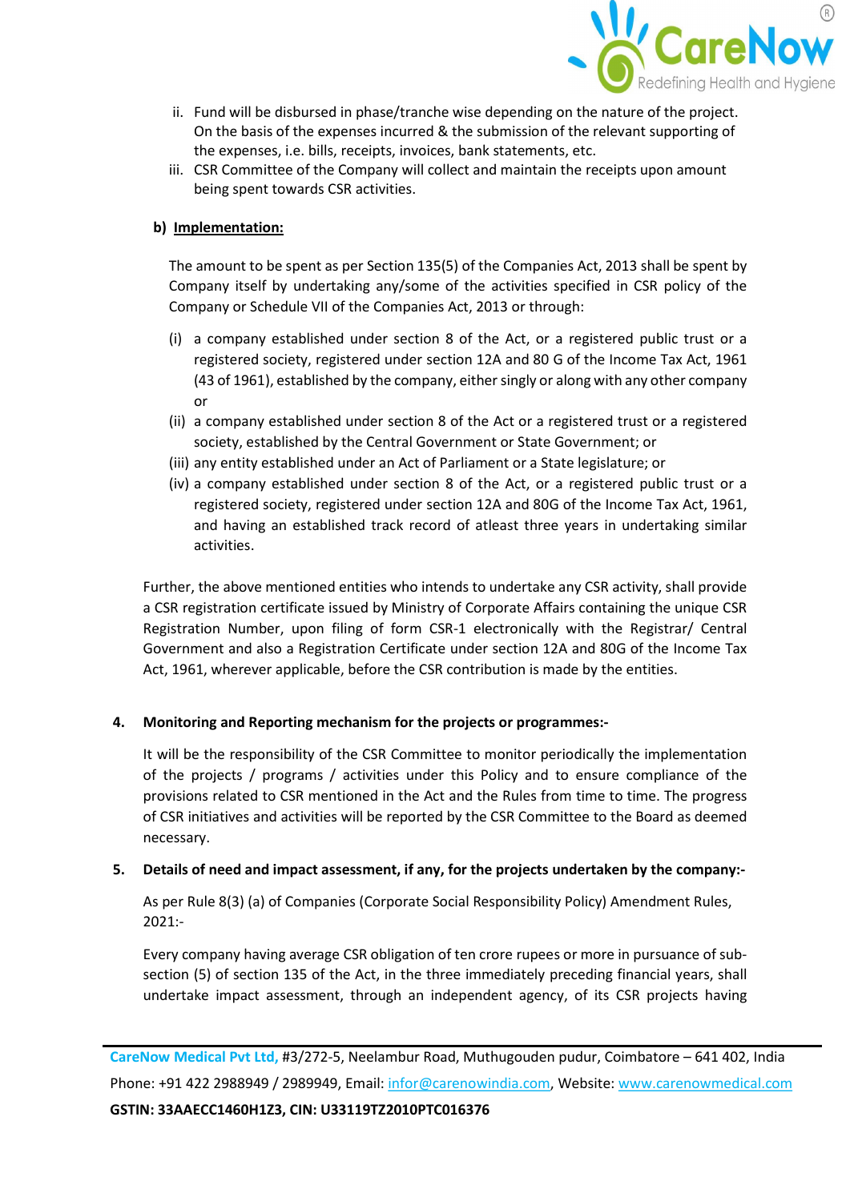ii. Fund will be disbursed in phase/tranche wise depending on the nature of the project. On the basis of the expenses incurred & the submission of the relevant supporting of the expenses, i.e. bills, receipts, invoices, bank statements, etc.

iii. CSR Committee of the Company will collect and maintain the receipts upon amount being spent towards CSR activities.

**b) <u>Implementation:</u>**

The amount to be spent as per Section 135(5) of the Companies Act, 2013 shall be spent by Company itself by undertaking any/some of the activities specified in CSR policy of the Company or Schedule VII of the Companies Act, 2013 or through:

(i) a company established under section 8 of the Act, or a registered public trust or a registered society, registered under section 12A and 80 G of the Income Tax Act, 1961 (43 of 1961), established by the company, either singly or along with any other company or

(ii) a company established under section 8 of the Act or a registered trust or a registered society, established by the Central Government or State Government; or

(iii) any entity established under an Act of Parliament or a State legislature; or

(iv) a company established under section 8 of the Act, or a registered public trust or a registered society, registered under section 12A and 80G of the Income Tax Act, 1961, and having an established track record of atleast three years in undertaking similar activities.

Further, the above mentioned entities who intends to undertake any CSR activity, shall provide a CSR registration certificate issued by Ministry of Corporate Affairs containing the unique CSR Registration Number, upon filing of form CSR-1 electronically with the Registrar/ Central Government and also a Registration Certificate under section 12A and 80G of the Income Tax Act, 1961, wherever applicable, before the CSR contribution is made by the entities.

**4. Monitoring and Reporting mechanism for the projects or programmes:-**

It will be the responsibility of the CSR Committee to monitor periodically the implementation of the projects / programs / activities under this Policy and to ensure compliance of the provisions related to CSR mentioned in the Act and the Rules from time to time. The progress of CSR initiatives and activities will be reported by the CSR Committee to the Board as deemed necessary.

**5. Details of need and impact assessment, if any, for the projects undertaken by the company:-**

As per Rule 8(3) (a) of Companies (Corporate Social Responsibility Policy) Amendment Rules, 2021:-

Every company having average CSR obligation of ten crore rupees or more in pursuance of sub-section (5) of section 135 of the Act, in the three immediately preceding financial years, shall undertake impact assessment, through an independent agency, of its CSR projects having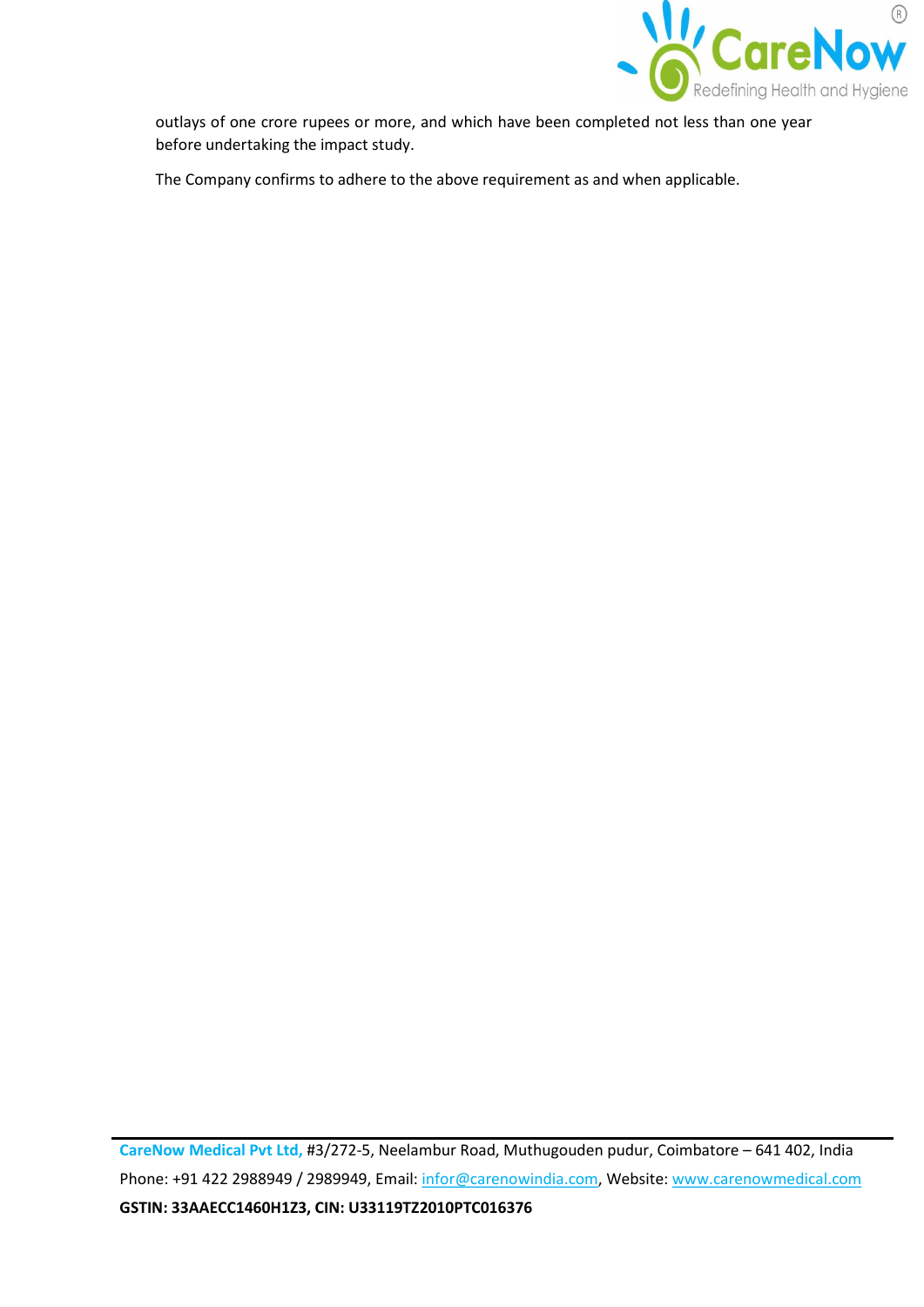outlays of one crore rupees or more, and which have been completed not less than one year before undertaking the impact study.

The Company confirms to adhere to the above requirement as and when applicable.